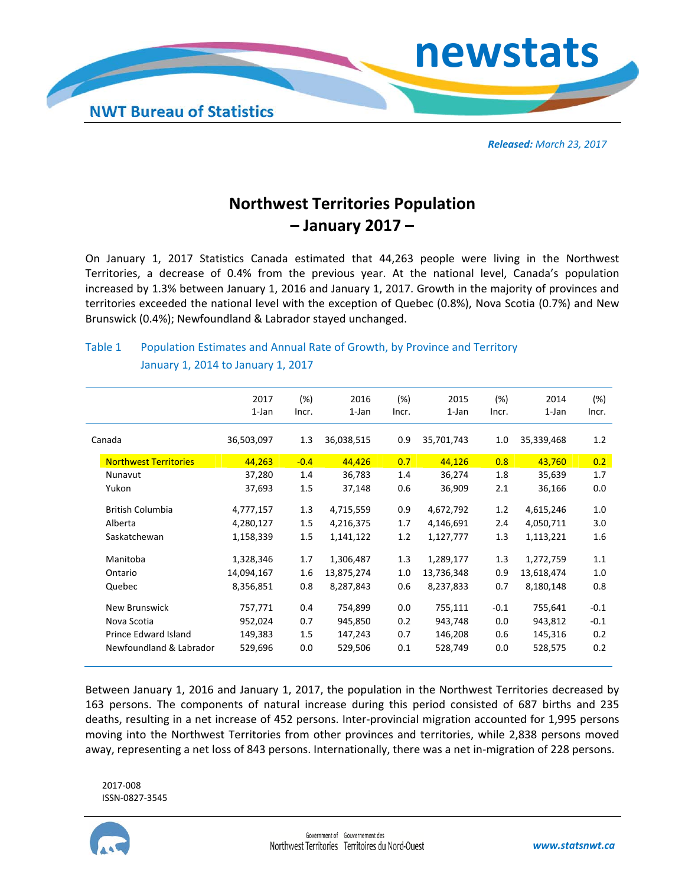newstats

NWT Bureau of Statistics

***Released:** March 23, 2017*

# Northwest Territories Population – January 2017 –

On January 1, 2017 Statistics Canada estimated that 44,263 people were living in the Northwest Territories, a decrease of 0.4% from the previous year. At the national level, Canada's population increased by 1.3% between January 1, 2016 and January 1, 2017. Growth in the majority of provinces and territories exceeded the national level with the exception of Quebec (0.8%), Nova Scotia (0.7%) and New Brunswick (0.4%); Newfoundland & Labrador stayed unchanged.

Table 1 Population Estimates and Annual Rate of Growth, by Province and Territory January 1, 2014 to January 1, 2017

| | 2017 1-Jan | (%) Incr. | 2016 1-Jan | (%) Incr. | 2015 1-Jan | (%) Incr. | 2014 1-Jan | (%) Incr. |
|---|---|---|---|---|---|---|---|---|
| Canada | 36,503,097 | 1.3 | 36,038,515 | 0.9 | 35,701,743 | 1.0 | 35,339,468 | 1.2 |
| Northwest Territories | 44,263 | -0.4 | 44,426 | 0.7 | 44,126 | 0.8 | 43,760 | 0.2 |
| Nunavut | 37,280 | 1.4 | 36,783 | 1.4 | 36,274 | 1.8 | 35,639 | 1.7 |
| Yukon | 37,693 | 1.5 | 37,148 | 0.6 | 36,909 | 2.1 | 36,166 | 0.0 |
| British Columbia | 4,777,157 | 1.3 | 4,715,559 | 0.9 | 4,672,792 | 1.2 | 4,615,246 | 1.0 |
| Alberta | 4,280,127 | 1.5 | 4,216,375 | 1.7 | 4,146,691 | 2.4 | 4,050,711 | 3.0 |
| Saskatchewan | 1,158,339 | 1.5 | 1,141,122 | 1.2 | 1,127,777 | 1.3 | 1,113,221 | 1.6 |
| Manitoba | 1,328,346 | 1.7 | 1,306,487 | 1.3 | 1,289,177 | 1.3 | 1,272,759 | 1.1 |
| Ontario | 14,094,167 | 1.6 | 13,875,274 | 1.0 | 13,736,348 | 0.9 | 13,618,474 | 1.0 |
| Quebec | 8,356,851 | 0.8 | 8,287,843 | 0.6 | 8,237,833 | 0.7 | 8,180,148 | 0.8 |
| New Brunswick | 757,771 | 0.4 | 754,899 | 0.0 | 755,111 | -0.1 | 755,641 | -0.1 |
| Nova Scotia | 952,024 | 0.7 | 945,850 | 0.2 | 943,748 | 0.0 | 943,812 | -0.1 |
| Prince Edward Island | 149,383 | 1.5 | 147,243 | 0.7 | 146,208 | 0.6 | 145,316 | 0.2 |
| Newfoundland & Labrador | 529,696 | 0.0 | 529,506 | 0.1 | 528,749 | 0.0 | 528,575 | 0.2 |

Between January 1, 2016 and January 1, 2017, the population in the Northwest Territories decreased by 163 persons. The components of natural increase during this period consisted of 687 births and 235 deaths, resulting in a net increase of 452 persons. Inter-provincial migration accounted for 1,995 persons moving into the Northwest Territories from other provinces and territories, while 2,838 persons moved away, representing a net loss of 843 persons. Internationally, there was a net in-migration of 228 persons.

2017-008
ISSN-0827-3545

Government of Northwest Territories Gouvernement des Territoires du Nord-Ouest

www.statsnwt.ca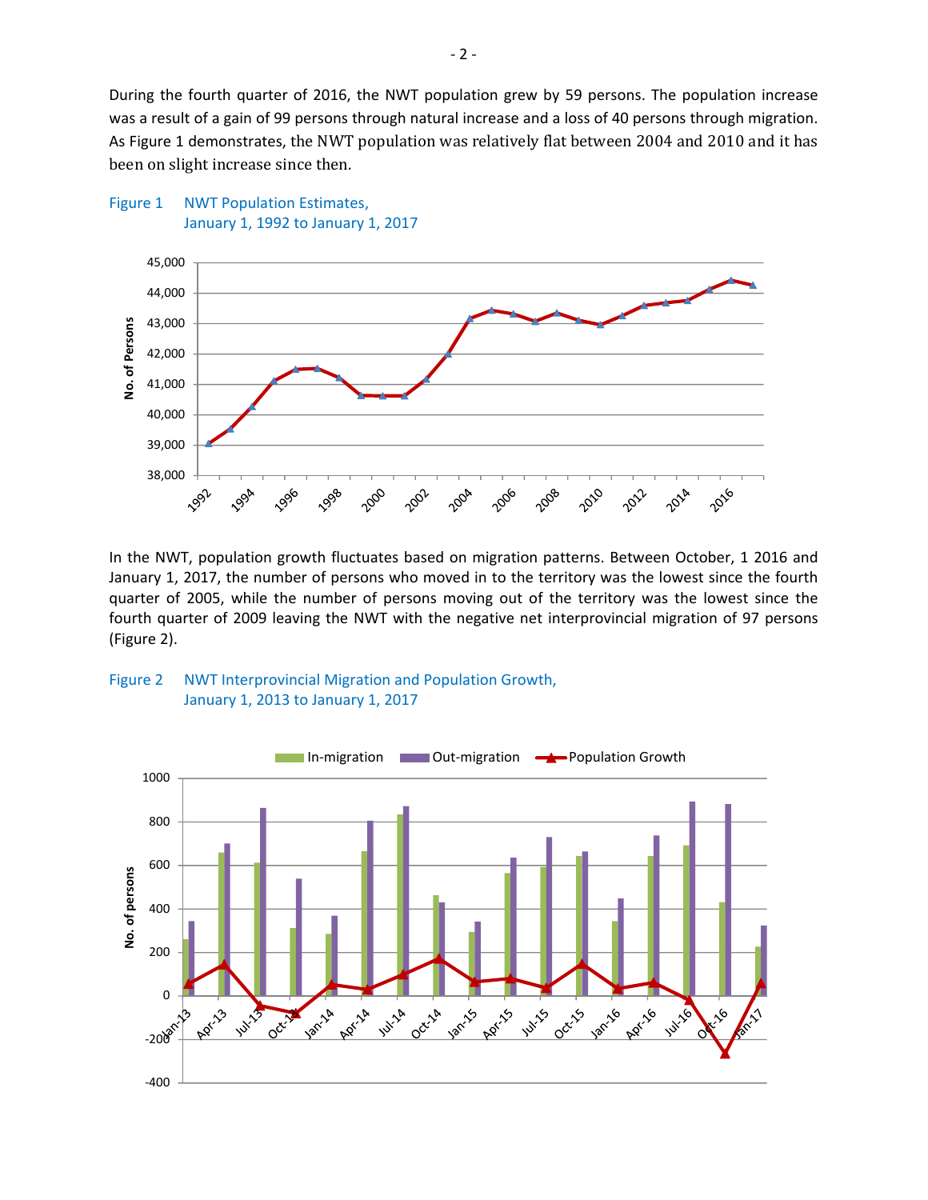During the fourth quarter of 2016, the NWT population grew by 59 persons. The population increase was a result of a gain of 99 persons through natural increase and a loss of 40 persons through migration. As Figure 1 demonstrates, the NWT population was relatively flat between 2004 and 2010 and it has been on slight increase since then.

Figure 1 NWT Population Estimates, January 1, 1992 to January 1, 2017

In the NWT, population growth fluctuates based on migration patterns. Between October, 1 2016 and January 1, 2017, the number of persons who moved in to the territory was the lowest since the fourth quarter of 2005, while the number of persons moving out of the territory was the lowest since the fourth quarter of 2009 leaving the NWT with the negative net interprovincial migration of 97 persons (Figure 2).

Figure 2 NWT Interprovincial Migration and Population Growth, January 1, 2013 to January 1, 2017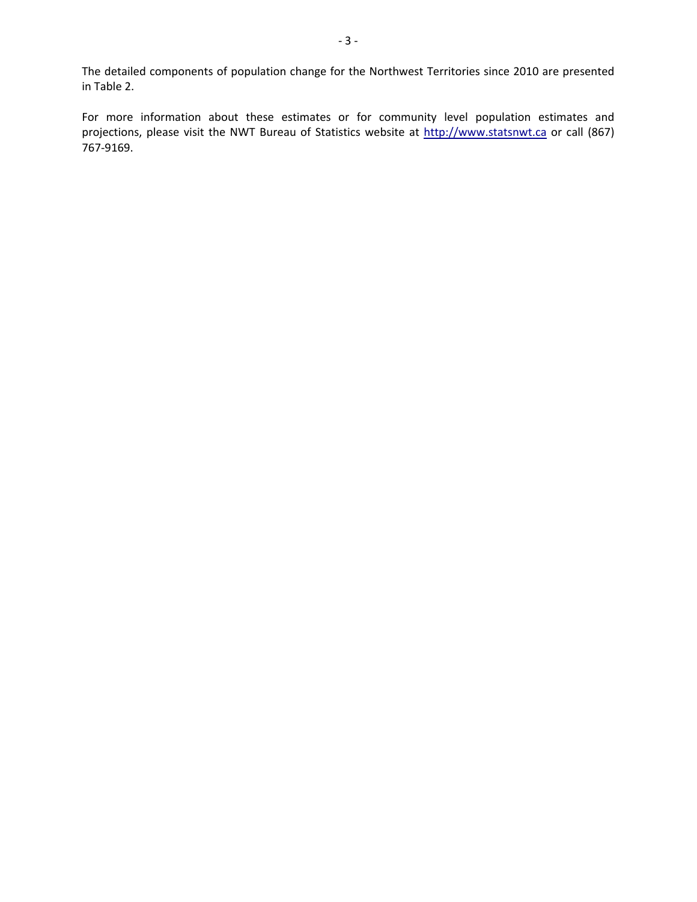The detailed components of population change for the Northwest Territories since 2010 are presented in Table 2.

For more information about these estimates or for community level population estimates and projections, please visit the NWT Bureau of Statistics website at [http://www.statsnwt.ca](http://www.statsnwt.ca) or call (867) 767-9169.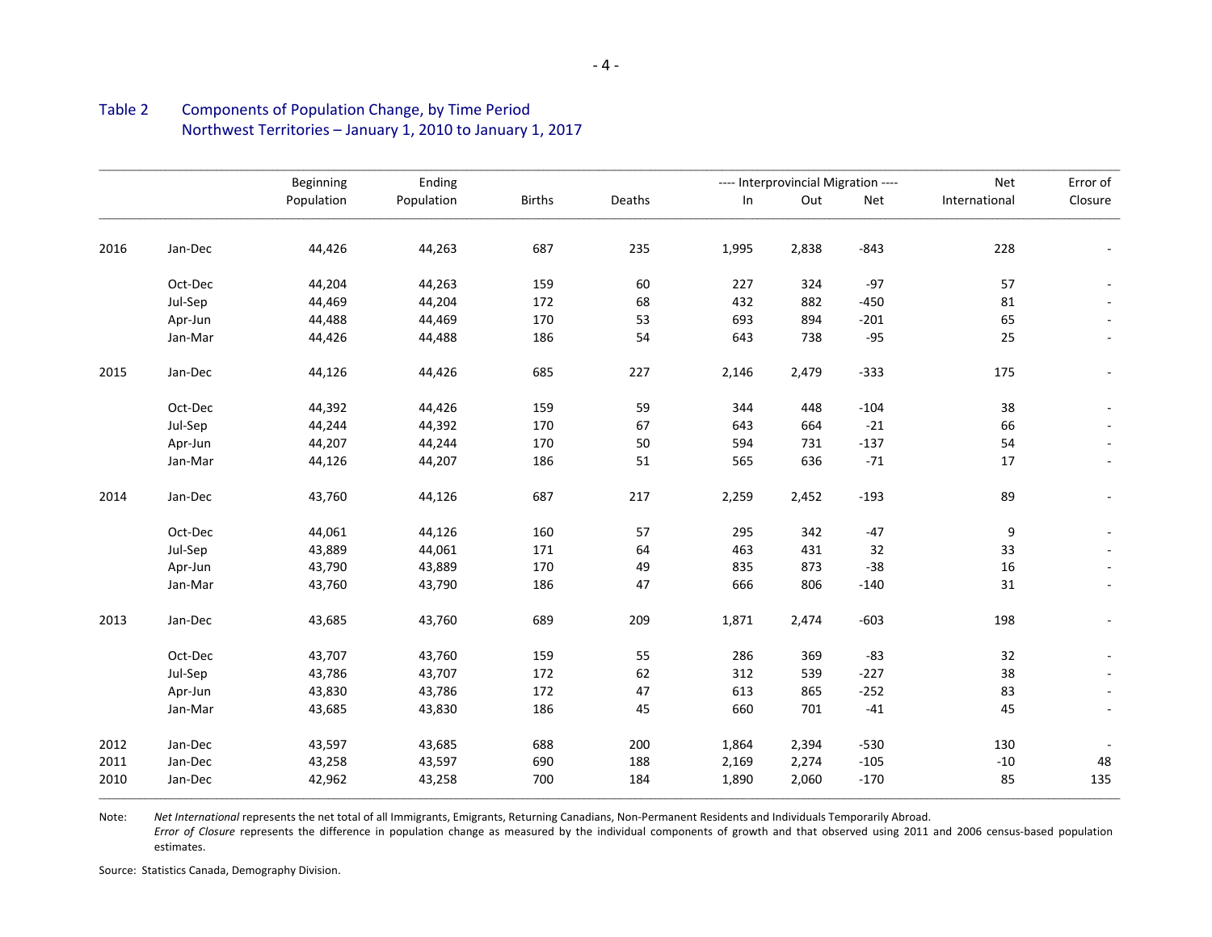## Table 2 Components of Population Change, by Time Period
## Northwest Territories – January 1, 2010 to January 1, 2017

| | | Beginning Population | Ending Population | Births | Deaths | ---- Interprovincial Migration ---- In | Out | Net | Net International | Error of Closure |
|---|---|---|---|---|---|---|---|---|---|---|
| 2016 | Jan-Dec | 44,426 | 44,263 | 687 | 235 | 1,995 | 2,838 | -843 | 228 | - |
| | Oct-Dec | 44,204 | 44,263 | 159 | 60 | 227 | 324 | -97 | 57 | - |
| | Jul-Sep | 44,469 | 44,204 | 172 | 68 | 432 | 882 | -450 | 81 | - |
| | Apr-Jun | 44,488 | 44,469 | 170 | 53 | 693 | 894 | -201 | 65 | - |
| | Jan-Mar | 44,426 | 44,488 | 186 | 54 | 643 | 738 | -95 | 25 | - |
| 2015 | Jan-Dec | 44,126 | 44,426 | 685 | 227 | 2,146 | 2,479 | -333 | 175 | - |
| | Oct-Dec | 44,392 | 44,426 | 159 | 59 | 344 | 448 | -104 | 38 | - |
| | Jul-Sep | 44,244 | 44,392 | 170 | 67 | 643 | 664 | -21 | 66 | - |
| | Apr-Jun | 44,207 | 44,244 | 170 | 50 | 594 | 731 | -137 | 54 | - |
| | Jan-Mar | 44,126 | 44,207 | 186 | 51 | 565 | 636 | -71 | 17 | - |
| 2014 | Jan-Dec | 43,760 | 44,126 | 687 | 217 | 2,259 | 2,452 | -193 | 89 | - |
| | Oct-Dec | 44,061 | 44,126 | 160 | 57 | 295 | 342 | -47 | 9 | - |
| | Jul-Sep | 43,889 | 44,061 | 171 | 64 | 463 | 431 | 32 | 33 | - |
| | Apr-Jun | 43,790 | 43,889 | 170 | 49 | 835 | 873 | -38 | 16 | - |
| | Jan-Mar | 43,760 | 43,790 | 186 | 47 | 666 | 806 | -140 | 31 | - |
| 2013 | Jan-Dec | 43,685 | 43,760 | 689 | 209 | 1,871 | 2,474 | -603 | 198 | - |
| | Oct-Dec | 43,707 | 43,760 | 159 | 55 | 286 | 369 | -83 | 32 | - |
| | Jul-Sep | 43,786 | 43,707 | 172 | 62 | 312 | 539 | -227 | 38 | - |
| | Apr-Jun | 43,830 | 43,786 | 172 | 47 | 613 | 865 | -252 | 83 | - |
| | Jan-Mar | 43,685 | 43,830 | 186 | 45 | 660 | 701 | -41 | 45 | - |
| 2012 | Jan-Dec | 43,597 | 43,685 | 688 | 200 | 1,864 | 2,394 | -530 | 130 | - |
| 2011 | Jan-Dec | 43,258 | 43,597 | 690 | 188 | 2,169 | 2,274 | -105 | -10 | 48 |
| 2010 | Jan-Dec | 42,962 | 43,258 | 700 | 184 | 1,890 | 2,060 | -170 | 85 | 135 |

Note: *Net International* represents the net total of all Immigrants, Emigrants, Returning Canadians, Non-Permanent Residents and Individuals Temporarily Abroad.
*Error of Closure* represents the difference in population change as measured by the individual components of growth and that observed using 2011 and 2006 census-based population estimates.

Source: Statistics Canada, Demography Division.